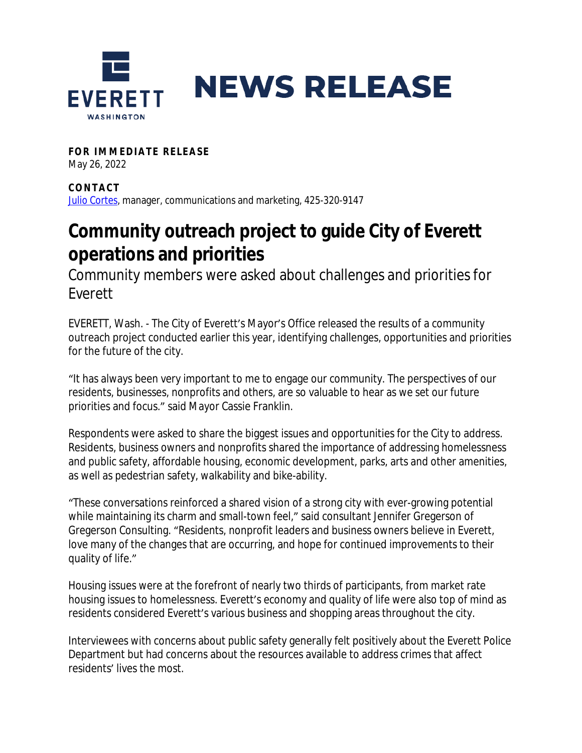EVERETT
WASHINGTON

# NEWS RELEASE

**FOR IMMEDIATE RELEASE**
May 26, 2022

**CONTACT**
Julio Cortes, manager, communications and marketing, 425-320-9147

# Community outreach project to guide City of Everett operations and priorities

## Community members were asked about challenges and priorities for Everett

EVERETT, Wash. - The City of Everett's Mayor's Office released the results of a community outreach project conducted earlier this year, identifying challenges, opportunities and priorities for the future of the city.

"It has always been very important to me to engage our community. The perspectives of our residents, businesses, nonprofits and others, are so valuable to hear as we set our future priorities and focus." said Mayor Cassie Franklin.

Respondents were asked to share the biggest issues and opportunities for the City to address. Residents, business owners and nonprofits shared the importance of addressing homelessness and public safety, affordable housing, economic development, parks, arts and other amenities, as well as pedestrian safety, walkability and bike-ability.

"These conversations reinforced a shared vision of a strong city with ever-growing potential while maintaining its charm and small-town feel," said consultant Jennifer Gregerson of Gregerson Consulting. "Residents, nonprofit leaders and business owners believe in Everett, love many of the changes that are occurring, and hope for continued improvements to their quality of life."

Housing issues were at the forefront of nearly two thirds of participants, from market rate housing issues to homelessness. Everett's economy and quality of life were also top of mind as residents considered Everett's various business and shopping areas throughout the city.

Interviewees with concerns about public safety generally felt positively about the Everett Police Department but had concerns about the resources available to address crimes that affect residents' lives the most.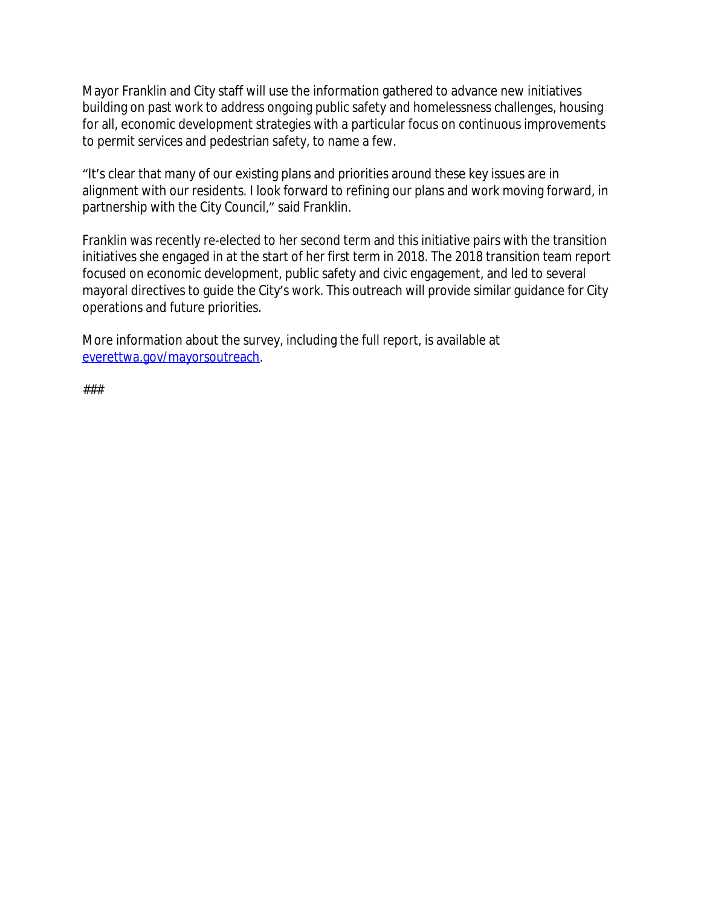Mayor Franklin and City staff will use the information gathered to advance new initiatives building on past work to address ongoing public safety and homelessness challenges, housing for all, economic development strategies with a particular focus on continuous improvements to permit services and pedestrian safety, to name a few.

"It's clear that many of our existing plans and priorities around these key issues are in alignment with our residents. I look forward to refining our plans and work moving forward, in partnership with the City Council," said Franklin.

Franklin was recently re-elected to her second term and this initiative pairs with the transition initiatives she engaged in at the start of her first term in 2018. The 2018 transition team report focused on economic development, public safety and civic engagement, and led to several mayoral directives to guide the City's work. This outreach will provide similar guidance for City operations and future priorities.

More information about the survey, including the full report, is available at [everettwa.gov/mayorsoutreach](everettwa.gov/mayorsoutreach).

###